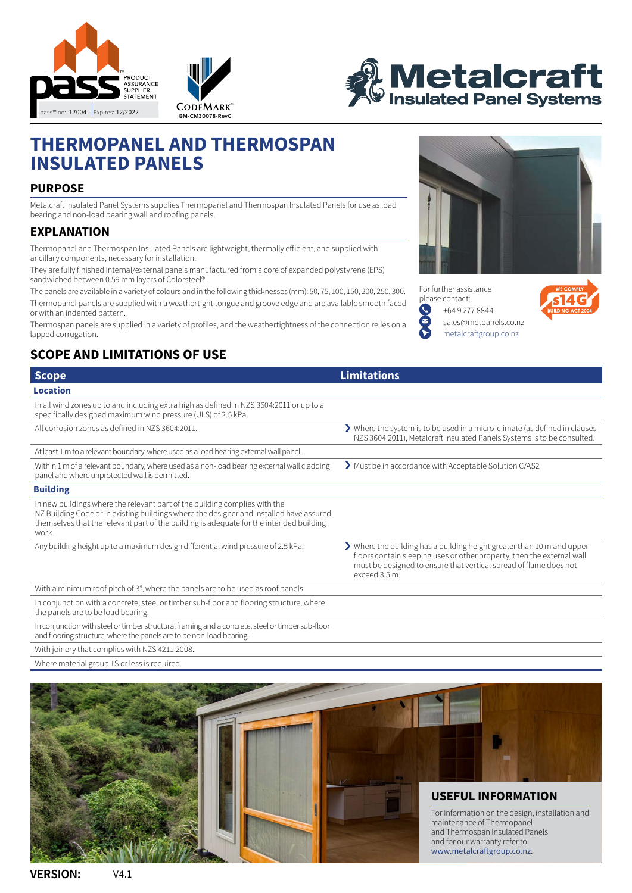pass™ PRODUCT ASSURANCE SUPPLIER STATEMENT

pass™ no: 17004 | Expires: 12/2022

CODEMARK™ GM-CM30078-RevC

Metalcraft Insulated Panel Systems

# THERMOPANEL AND THERMOSPAN INSULATED PANELS

## PURPOSE

Metalcraft Insulated Panel Systems supplies Thermopanel and Thermospan Insulated Panels for use as load bearing and non-load bearing wall and roofing panels.

## EXPLANATION

Thermopanel and Thermospan Insulated Panels are lightweight, thermally efficient, and supplied with ancillary components, necessary for installation.

They are fully finished internal/external panels manufactured from a core of expanded polystyrene (EPS) sandwiched between 0.59 mm layers of Colorsteel®.

The panels are available in a variety of colours and in the following thicknesses (mm): 50, 75, 100, 150, 200, 250, 300.

Thermopanel panels are supplied with a weathertight tongue and groove edge and are available smooth faced or with an indented pattern.

Thermospan panels are supplied in a variety of profiles, and the weathertightness of the connection relies on a lapped corrugation.

For further assistance please contact:

- +64 9 277 8844
- sales@metpanels.co.nz
- metalcraftgroup.co.nz

WE COMPLY s14G BUILDING ACT 2004

## SCOPE AND LIMITATIONS OF USE

| Scope | Limitations |
|---|---|
| **Location** | |
| In all wind zones up to and including extra high as defined in NZS 3604:2011 or up to a specifically designed maximum wind pressure (ULS) of 2.5 kPa. | |
| All corrosion zones as defined in NZS 3604:2011. | Where the system is to be used in a micro-climate (as defined in clauses NZS 3604:2011), Metalcraft Insulated Panels Systems is to be consulted. |
| At least 1 m to a relevant boundary, where used as a load bearing external wall panel. | |
| Within 1 m of a relevant boundary, where used as a non-load bearing external wall cladding panel and where unprotected wall is permitted. | Must be in accordance with Acceptable Solution C/AS2 |
| **Building** | |
| In new buildings where the relevant part of the building complies with the NZ Building Code or in existing buildings where the designer and installed have assured themselves that the relevant part of the building is adequate for the intended building work. | |
| Any building height up to a maximum design differential wind pressure of 2.5 kPa. | Where the building has a building height greater than 10 m and upper floors contain sleeping uses or other property, then the external wall must be designed to ensure that vertical spread of flame does not exceed 3.5 m. |
| With a minimum roof pitch of 3°, where the panels are to be used as roof panels. | |
| In conjunction with a concrete, steel or timber sub-floor and flooring structure, where the panels are to be load bearing. | |
| In conjunction with steel or timber structural framing and a concrete, steel or timber sub-floor and flooring structure, where the panels are to be non-load bearing. | |
| With joinery that complies with NZS 4211:2008. | |
| Where material group 1S or less is required. | |

## USEFUL INFORMATION

For information on the design, installation and maintenance of Thermopanel and Thermospan Insulated Panels and for our warranty refer to www.metalcraftgroup.co.nz.

**VERSION:** V4.1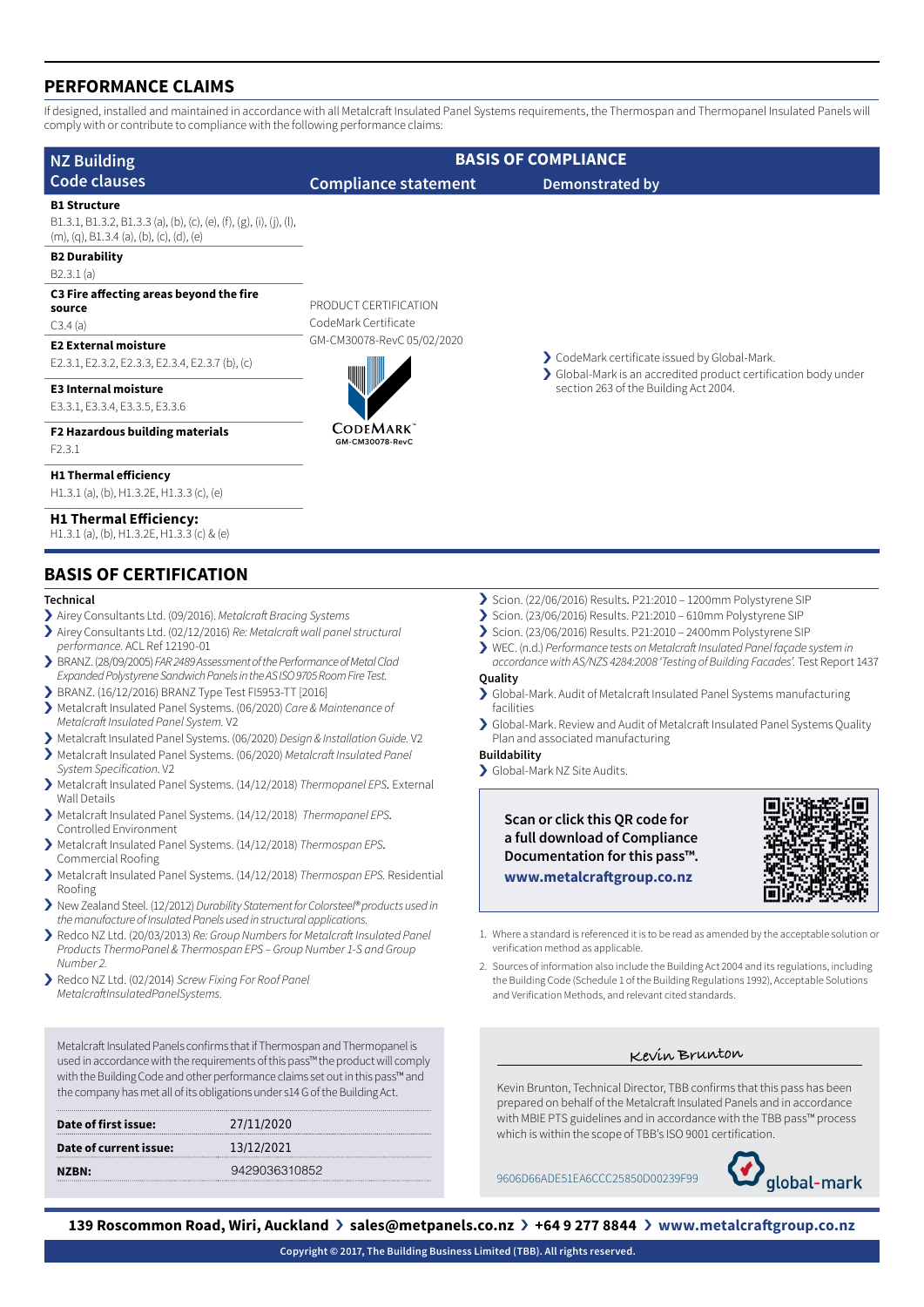## PERFORMANCE CLAIMS

If designed, installed and maintained in accordance with all Metalcraft Insulated Panel Systems requirements, the Thermospan and Thermopanel Insulated Panels will comply with or contribute to compliance with the following performance claims:

| NZ Building Code clauses | BASIS OF COMPLIANCE | |
|---|---|---|
| | **Compliance statement** | **Demonstrated by** |
| **B1 Structure** B1.3.1, B1.3.2, B1.3.3 (a), (b), (c), (e), (f), (g), (i), (j), (l), (m), (q), B1.3.4 (a), (b), (c), (d), (e) | PRODUCT CERTIFICATION CodeMark Certificate GM-CM30078-RevC 05/02/2020 CODEMARK GM-CM30078-RevC | CodeMark certificate issued by Global-Mark. Global-Mark is an accredited product certification body under section 263 of the Building Act 2004. |
| **B2 Durability** B2.3.1 (a) | | |
| **C3 Fire affecting areas beyond the fire source** C3.4 (a) | | |
| **E2 External moisture** E2.3.1, E2.3.2, E2.3.3, E2.3.4, E2.3.7 (b), (c) | | |
| **E3 Internal moisture** E3.3.1, E3.3.4, E3.3.5, E3.3.6 | | |
| **F2 Hazardous building materials** F2.3.1 | | |
| **H1 Thermal efficiency** H1.3.1 (a), (b), H1.3.2E, H1.3.3 (c), (e) | | |
| **H1 Thermal Efficiency:** H1.3.1 (a), (b), H1.3.2E, H1.3.3 (c) & (e) | | |

## BASIS OF CERTIFICATION

**Technical**

- Airey Consultants Ltd. (09/2016). *Metalcraft Bracing Systems*
- Airey Consultants Ltd. (02/12/2016) *Re: Metalcraft wall panel structural performance.* ACL Ref 12190-01
- BRANZ. (28/09/2005) *FAR 2489 Assessment of the Performance of Metal Clad Expanded Polystyrene Sandwich Panels in the AS ISO 9705 Room Fire Test.*
- BRANZ. (16/12/2016) BRANZ Type Test FI5953-TT [2016]
- Metalcraft Insulated Panel Systems. (06/2020) *Care & Maintenance of Metalcraft Insulated Panel System.* V2
- Metalcraft Insulated Panel Systems. (06/2020) *Design & Installation Guide.* V2
- Metalcraft Insulated Panel Systems. (06/2020) *Metalcraft Insulated Panel System Specification.* V2
- Metalcraft Insulated Panel Systems. (14/12/2018) *Thermopanel EPS.* External Wall Details
- Metalcraft Insulated Panel Systems. (14/12/2018) *Thermopanel EPS.* Controlled Environment
- Metalcraft Insulated Panel Systems. (14/12/2018) *Thermospan EPS.* Commercial Roofing
- Metalcraft Insulated Panel Systems. (14/12/2018) *Thermospan EPS.* Residential Roofing
- New Zealand Steel. (12/2012) *Durability Statement for Colorsteel® products used in the manufacture of Insulated Panels used in structural applications.*
- Redco NZ Ltd. (20/03/2013) *Re: Group Numbers for Metalcraft Insulated Panel Products ThermoPanel & Thermospan EPS – Group Number 1-S and Group Number 2.*
- Redco NZ Ltd. (02/2014) *Screw Fixing For Roof Panel MetalcraftInsulatedPanelSystems.*
- Scion. (22/06/2016) Results. P21:2010 – 1200mm Polystyrene SIP
- Scion. (23/06/2016) Results. P21:2010 – 610mm Polystyrene SIP
- Scion. (23/06/2016) Results. P21:2010 – 2400mm Polystyrene SIP
- WEC. (n.d.) *Performance tests on Metalcraft Insulated Panel façade system in accordance with AS/NZS 4284:2008 'Testing of Building Facades'.* Test Report 1437

**Quality**

- Global-Mark. Audit of Metalcraft Insulated Panel Systems manufacturing facilities
- Global-Mark. Review and Audit of Metalcraft Insulated Panel Systems Quality Plan and associated manufacturing

**Buildability**

- Global-Mark NZ Site Audits.

**Scan or click this QR code for a full download of Compliance Documentation for this pass™.**
**www.metalcraftgroup.co.nz**

1. Where a standard is referenced it is to be read as amended by the acceptable solution or verification method as applicable.
2. Sources of information also include the Building Act 2004 and its regulations, including the Building Code (Schedule 1 of the Building Regulations 1992), Acceptable Solutions and Verification Methods, and relevant cited standards.

Metalcraft Insulated Panels confirms that if Thermospan and Thermopanel is used in accordance with the requirements of this pass™ the product will comply with the Building Code and other performance claims set out in this pass™ and the company has met all of its obligations under s14 G of the Building Act.

| | |
|---|---|
| **Date of first issue:** | 27/11/2020 |
| **Date of current issue:** | 13/12/2021 |
| **NZBN:** | 9429036310852 |

Kevin Brunton

Kevin Brunton, Technical Director, TBB confirms that this pass has been prepared on behalf of the Metalcraft Insulated Panels and in accordance with MBIE PTS guidelines and in accordance with the TBB pass™ process which is within the scope of TBB's ISO 9001 certification.

9606D66ADE51EA6CCC25850D00239F99

global-mark

**139 Roscommon Road, Wiri, Auckland › sales@metpanels.co.nz › +64 9 277 8844 › www.metalcraftgroup.co.nz**

Copyright © 2017, The Building Business Limited (TBB). All rights reserved.